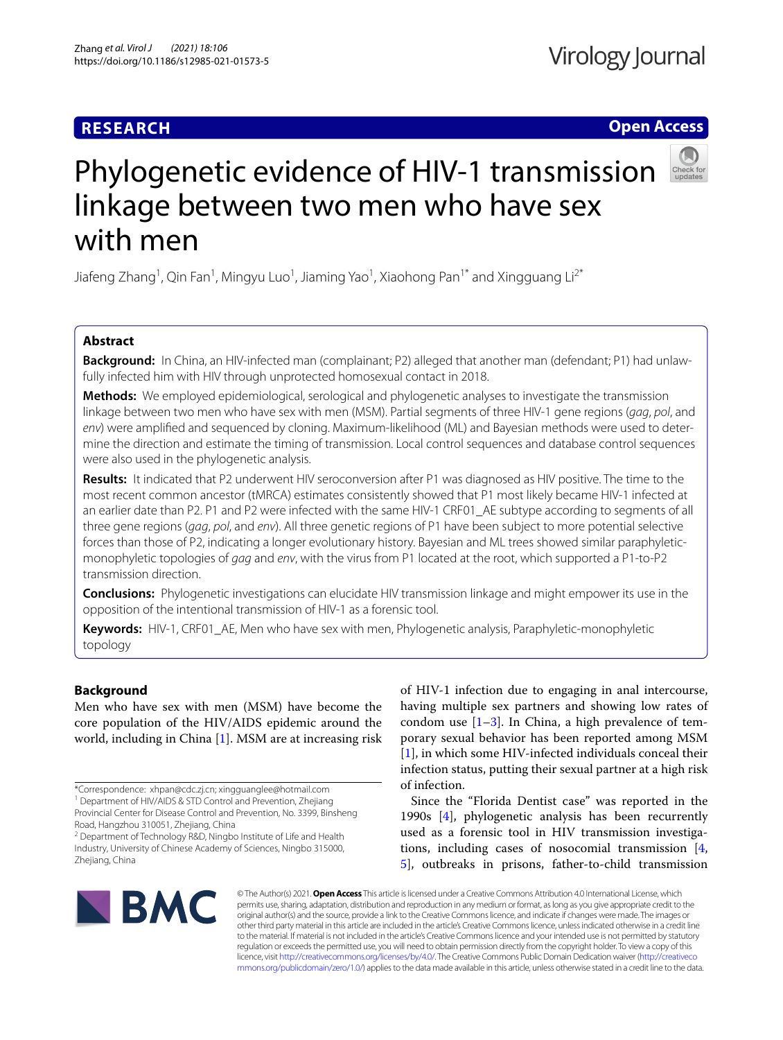**RESEARCH** **Open Access**

# Phylogenetic evidence of HIV-1 transmission linkage between two men who have sex with men

Jiafeng Zhang[1], Qin Fan[1], Mingyu Luo[1], Jiaming Yao[1], Xiaohong Pan[1*] and Xingguang Li[2*]

## Abstract

**Background:** In China, an HIV-infected man (complainant; P2) alleged that another man (defendant; P1) had unlawfully infected him with HIV through unprotected homosexual contact in 2018.

**Methods:** We employed epidemiological, serological and phylogenetic analyses to investigate the transmission linkage between two men who have sex with men (MSM). Partial segments of three HIV-1 gene regions (*gag*, *pol*, and *env*) were amplified and sequenced by cloning. Maximum-likelihood (ML) and Bayesian methods were used to determine the direction and estimate the timing of transmission. Local control sequences and database control sequences were also used in the phylogenetic analysis.

**Results:** It indicated that P2 underwent HIV seroconversion after P1 was diagnosed as HIV positive. The time to the most recent common ancestor (tMRCA) estimates consistently showed that P1 most likely became HIV-1 infected at an earlier date than P2. P1 and P2 were infected with the same HIV-1 CRF01_AE subtype according to segments of all three gene regions (*gag*, *pol*, and *env*). All three genetic regions of P1 have been subject to more potential selective forces than those of P2, indicating a longer evolutionary history. Bayesian and ML trees showed similar paraphyletic-monophyletic topologies of *gag* and *env*, with the virus from P1 located at the root, which supported a P1-to-P2 transmission direction.

**Conclusions:** Phylogenetic investigations can elucidate HIV transmission linkage and might empower its use in the opposition of the intentional transmission of HIV-1 as a forensic tool.

**Keywords:** HIV-1, CRF01_AE, Men who have sex with men, Phylogenetic analysis, Paraphyletic-monophyletic topology

## Background

Men who have sex with men (MSM) have become the core population of the HIV/AIDS epidemic around the world, including in China [1]. MSM are at increasing risk of HIV-1 infection due to engaging in anal intercourse, having multiple sex partners and showing low rates of condom use [1–3]. In China, a high prevalence of temporary sexual behavior has been reported among MSM [1], in which some HIV-infected individuals conceal their infection status, putting their sexual partner at a high risk of infection.

Since the "Florida Dentist case" was reported in the 1990s [4], phylogenetic analysis has been recurrently used as a forensic tool in HIV transmission investigations, including cases of nosocomial transmission [4, 5], outbreaks in prisons, father-to-child transmission

*Correspondence: xhpan@cdc.zj.cn; xingguanglee@hotmail.com
[1] Department of HIV/AIDS & STD Control and Prevention, Zhejiang Provincial Center for Disease Control and Prevention, No. 3399, Binsheng Road, Hangzhou 310051, Zhejiang, China
[2] Department of Technology R&D, Ningbo Institute of Life and Health Industry, University of Chinese Academy of Sciences, Ningbo 315000, Zhejiang, China

© The Author(s) 2021. **Open Access** This article is licensed under a Creative Commons Attribution 4.0 International License, which permits use, sharing, adaptation, distribution and reproduction in any medium or format, as long as you give appropriate credit to the original author(s) and the source, provide a link to the Creative Commons licence, and indicate if changes were made. The images or other third party material in this article are included in the article's Creative Commons licence, unless indicated otherwise in a credit line to the material. If material is not included in the article's Creative Commons licence and your intended use is not permitted by statutory regulation or exceeds the permitted use, you will need to obtain permission directly from the copyright holder. To view a copy of this licence, visit http://creativecommons.org/licenses/by/4.0/. The Creative Commons Public Domain Dedication waiver (http://creativecommons.org/publicdomain/zero/1.0/) applies to the data made available in this article, unless otherwise stated in a credit line to the data.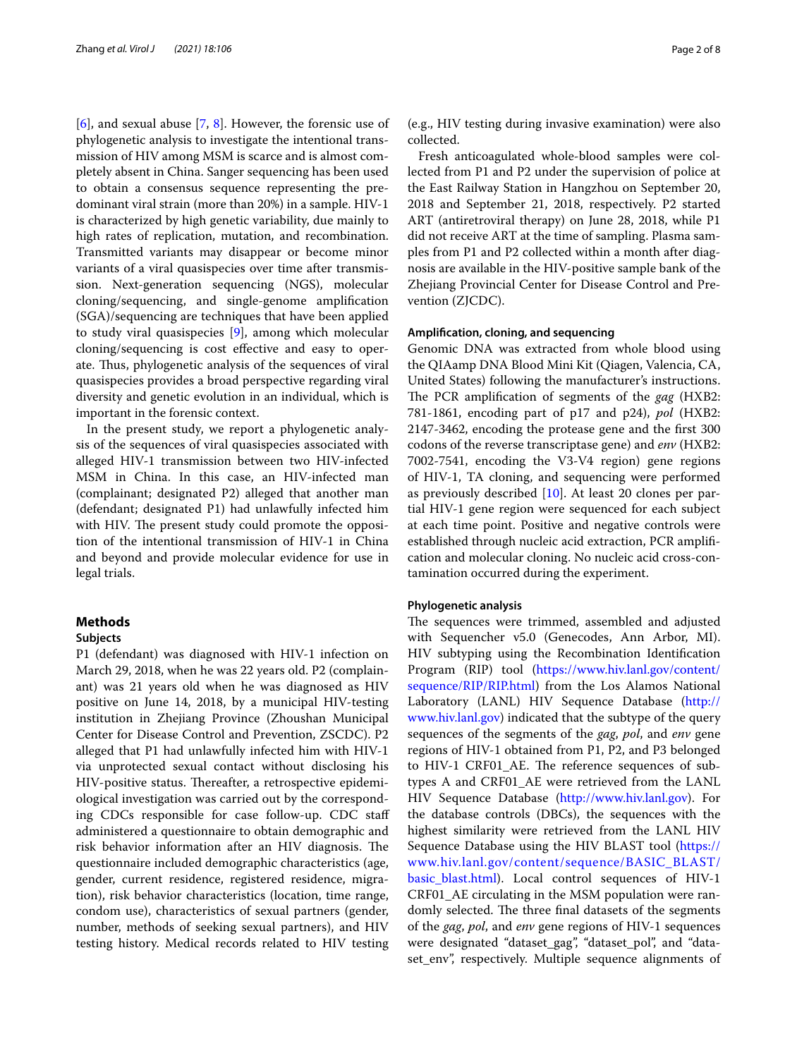[6], and sexual abuse [7, 8]. However, the forensic use of phylogenetic analysis to investigate the intentional transmission of HIV among MSM is scarce and is almost completely absent in China. Sanger sequencing has been used to obtain a consensus sequence representing the predominant viral strain (more than 20%) in a sample. HIV-1 is characterized by high genetic variability, due mainly to high rates of replication, mutation, and recombination. Transmitted variants may disappear or become minor variants of a viral quasispecies over time after transmission. Next-generation sequencing (NGS), molecular cloning/sequencing, and single-genome amplification (SGA)/sequencing are techniques that have been applied to study viral quasispecies [9], among which molecular cloning/sequencing is cost effective and easy to operate. Thus, phylogenetic analysis of the sequences of viral quasispecies provides a broad perspective regarding viral diversity and genetic evolution in an individual, which is important in the forensic context.

In the present study, we report a phylogenetic analysis of the sequences of viral quasispecies associated with alleged HIV-1 transmission between two HIV-infected MSM in China. In this case, an HIV-infected man (complainant; designated P2) alleged that another man (defendant; designated P1) had unlawfully infected him with HIV. The present study could promote the opposition of the intentional transmission of HIV-1 in China and beyond and provide molecular evidence for use in legal trials.

## Methods

### Subjects

P1 (defendant) was diagnosed with HIV-1 infection on March 29, 2018, when he was 22 years old. P2 (complainant) was 21 years old when he was diagnosed as HIV positive on June 14, 2018, by a municipal HIV-testing institution in Zhejiang Province (Zhoushan Municipal Center for Disease Control and Prevention, ZSCDC). P2 alleged that P1 had unlawfully infected him with HIV-1 via unprotected sexual contact without disclosing his HIV-positive status. Thereafter, a retrospective epidemiological investigation was carried out by the corresponding CDCs responsible for case follow-up. CDC staff administered a questionnaire to obtain demographic and risk behavior information after an HIV diagnosis. The questionnaire included demographic characteristics (age, gender, current residence, registered residence, migration), risk behavior characteristics (location, time range, condom use), characteristics of sexual partners (gender, number, methods of seeking sexual partners), and HIV testing history. Medical records related to HIV testing (e.g., HIV testing during invasive examination) were also collected.

Fresh anticoagulated whole-blood samples were collected from P1 and P2 under the supervision of police at the East Railway Station in Hangzhou on September 20, 2018 and September 21, 2018, respectively. P2 started ART (antiretroviral therapy) on June 28, 2018, while P1 did not receive ART at the time of sampling. Plasma samples from P1 and P2 collected within a month after diagnosis are available in the HIV-positive sample bank of the Zhejiang Provincial Center for Disease Control and Prevention (ZJCDC).

### Amplification, cloning, and sequencing

Genomic DNA was extracted from whole blood using the QIAamp DNA Blood Mini Kit (Qiagen, Valencia, CA, United States) following the manufacturer's instructions. The PCR amplification of segments of the *gag* (HXB2: 781-1861, encoding part of p17 and p24), *pol* (HXB2: 2147-3462, encoding the protease gene and the first 300 codons of the reverse transcriptase gene) and *env* (HXB2: 7002-7541, encoding the V3-V4 region) gene regions of HIV-1, TA cloning, and sequencing were performed as previously described [10]. At least 20 clones per partial HIV-1 gene region were sequenced for each subject at each time point. Positive and negative controls were established through nucleic acid extraction, PCR amplification and molecular cloning. No nucleic acid cross-contamination occurred during the experiment.

### Phylogenetic analysis

The sequences were trimmed, assembled and adjusted with Sequencher v5.0 (Genecodes, Ann Arbor, MI). HIV subtyping using the Recombination Identification Program (RIP) tool (https://www.hiv.lanl.gov/content/sequence/RIP/RIP.html) from the Los Alamos National Laboratory (LANL) HIV Sequence Database (http://www.hiv.lanl.gov) indicated that the subtype of the query sequences of the segments of the *gag*, *pol*, and *env* gene regions of HIV-1 obtained from P1, P2, and P3 belonged to HIV-1 CRF01_AE. The reference sequences of subtypes A and CRF01_AE were retrieved from the LANL HIV Sequence Database (http://www.hiv.lanl.gov). For the database controls (DBCs), the sequences with the highest similarity were retrieved from the LANL HIV Sequence Database using the HIV BLAST tool (https://www.hiv.lanl.gov/content/sequence/BASIC_BLAST/basic_blast.html). Local control sequences of HIV-1 CRF01_AE circulating in the MSM population were randomly selected. The three final datasets of the segments of the *gag*, *pol*, and *env* gene regions of HIV-1 sequences were designated "dataset_gag", "dataset_pol", and "dataset_env", respectively. Multiple sequence alignments of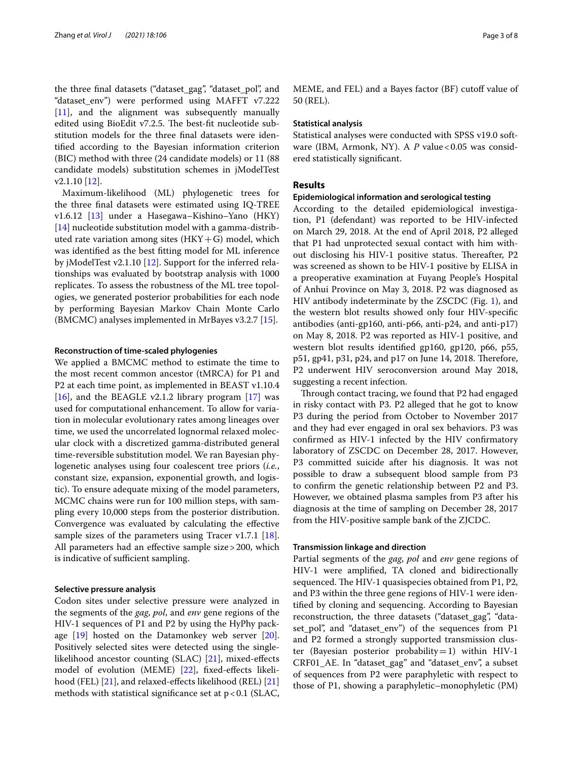the three final datasets ("dataset_gag", "dataset_pol", and "dataset_env") were performed using MAFFT v7.222 [11], and the alignment was subsequently manually edited using BioEdit v7.2.5. The best-fit nucleotide substitution models for the three final datasets were identified according to the Bayesian information criterion (BIC) method with three (24 candidate models) or 11 (88 candidate models) substitution schemes in jModelTest v2.1.10 [12].

Maximum-likelihood (ML) phylogenetic trees for the three final datasets were estimated using IQ-TREE v1.6.12 [13] under a Hasegawa–Kishino–Yano (HKY) [14] nucleotide substitution model with a gamma-distributed rate variation among sites (HKY + G) model, which was identified as the best fitting model for ML inference by jModelTest v2.1.10 [12]. Support for the inferred relationships was evaluated by bootstrap analysis with 1000 replicates. To assess the robustness of the ML tree topologies, we generated posterior probabilities for each node by performing Bayesian Markov Chain Monte Carlo (BMCMC) analyses implemented in MrBayes v3.2.7 [15].

### Reconstruction of time-scaled phylogenies

We applied a BMCMC method to estimate the time to the most recent common ancestor (tMRCA) for P1 and P2 at each time point, as implemented in BEAST v1.10.4 [16], and the BEAGLE v2.1.2 library program [17] was used for computational enhancement. To allow for variation in molecular evolutionary rates among lineages over time, we used the uncorrelated lognormal relaxed molecular clock with a discretized gamma-distributed general time-reversible substitution model. We ran Bayesian phylogenetic analyses using four coalescent tree priors (*i.e.*, constant size, expansion, exponential growth, and logistic). To ensure adequate mixing of the model parameters, MCMC chains were run for 100 million steps, with sampling every 10,000 steps from the posterior distribution. Convergence was evaluated by calculating the effective sample sizes of the parameters using Tracer v1.7.1 [18]. All parameters had an effective sample size > 200, which is indicative of sufficient sampling.

### Selective pressure analysis

Codon sites under selective pressure were analyzed in the segments of the *gag*, *pol*, and *env* gene regions of the HIV-1 sequences of P1 and P2 by using the HyPhy package [19] hosted on the Datamonkey web server [20]. Positively selected sites were detected using the single-likelihood ancestor counting (SLAC) [21], mixed-effects model of evolution (MEME) [22], fixed-effects likelihood (FEL) [21], and relaxed-effects likelihood (REL) [21] methods with statistical significance set at $p < 0.1$ (SLAC, MEME, and FEL) and a Bayes factor (BF) cutoff value of 50 (REL).

### Statistical analysis

Statistical analyses were conducted with SPSS v19.0 software (IBM, Armonk, NY). A $P$ value < 0.05 was considered statistically significant.

## Results

### Epidemiological information and serological testing

According to the detailed epidemiological investigation, P1 (defendant) was reported to be HIV-infected on March 29, 2018. At the end of April 2018, P2 alleged that P1 had unprotected sexual contact with him without disclosing his HIV-1 positive status. Thereafter, P2 was screened as shown to be HIV-1 positive by ELISA in a preoperative examination at Fuyang People's Hospital of Anhui Province on May 3, 2018. P2 was diagnosed as HIV antibody indeterminate by the ZSCDC (Fig. 1), and the western blot results showed only four HIV-specific antibodies (anti-gp160, anti-p66, anti-p24, and anti-p17) on May 8, 2018. P2 was reported as HIV-1 positive, and western blot results identified gp160, gp120, p66, p55, p51, gp41, p31, p24, and p17 on June 14, 2018. Therefore, P2 underwent HIV seroconversion around May 2018, suggesting a recent infection.

Through contact tracing, we found that P2 had engaged in risky contact with P3. P2 alleged that he got to know P3 during the period from October to November 2017 and they had ever engaged in oral sex behaviors. P3 was confirmed as HIV-1 infected by the HIV confirmatory laboratory of ZSCDC on December 28, 2017. However, P3 committed suicide after his diagnosis. It was not possible to draw a subsequent blood sample from P3 to confirm the genetic relationship between P2 and P3. However, we obtained plasma samples from P3 after his diagnosis at the time of sampling on December 28, 2017 from the HIV-positive sample bank of the ZJCDC.

### Transmission linkage and direction

Partial segments of the *gag*, *pol* and *env* gene regions of HIV-1 were amplified, TA cloned and bidirectionally sequenced. The HIV-1 quasispecies obtained from P1, P2, and P3 within the three gene regions of HIV-1 were identified by cloning and sequencing. According to Bayesian reconstruction, the three datasets ("dataset_gag", "dataset_pol", and "dataset_env") of the sequences from P1 and P2 formed a strongly supported transmission cluster (Bayesian posterior probability = 1) within HIV-1 CRF01_AE. In "dataset_gag" and "dataset_env", a subset of sequences from P2 were paraphyletic with respect to those of P1, showing a paraphyletic–monophyletic (PM)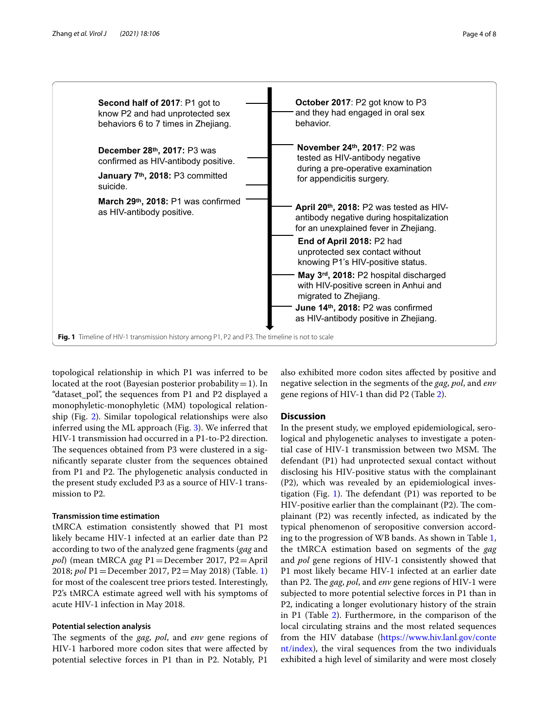**Second half of 2017**: P1 got to know P2 and had unprotected sex behaviors 6 to 7 times in Zhejiang.

**October 2017**: P2 got know to P3 and they had engaged in oral sex behavior.

**November 24th, 2017**: P2 was tested as HIV-antibody negative during a pre-operative examination for appendicitis surgery.

**December 28th, 2017:** P3 was confirmed as HIV-antibody positive.

**January 7th, 2018:** P3 committed suicide.

**March 29th, 2018:** P1 was confirmed as HIV-antibody positive.

**April 20th, 2018:** P2 was tested as HIV-antibody negative during hospitalization for an unexplained fever in Zhejiang.

**End of April 2018:** P2 had unprotected sex contact without knowing P1's HIV-positive status.

**May 3rd, 2018:** P2 hospital discharged with HIV-positive screen in Anhui and migrated to Zhejiang.

**June 14th, 2018:** P2 was confirmed as HIV-antibody positive in Zhejiang.

**Fig. 1** Timeline of HIV-1 transmission history among P1, P2 and P3. The timeline is not to scale

topological relationship in which P1 was inferred to be located at the root (Bayesian posterior probability = 1). In "dataset_pol", the sequences from P1 and P2 displayed a monophyletic-monophyletic (MM) topological relationship (Fig. 2). Similar topological relationships were also inferred using the ML approach (Fig. 3). We inferred that HIV-1 transmission had occurred in a P1-to-P2 direction. The sequences obtained from P3 were clustered in a significantly separate cluster from the sequences obtained from P1 and P2. The phylogenetic analysis conducted in the present study excluded P3 as a source of HIV-1 transmission to P2.

### Transmission time estimation

tMRCA estimation consistently showed that P1 most likely became HIV-1 infected at an earlier date than P2 according to two of the analyzed gene fragments (*gag* and *pol*) (mean tMRCA *gag* P1 = December 2017, P2 = April 2018; *pol* P1 = December 2017, P2 = May 2018) (Table. 1) for most of the coalescent tree priors tested. Interestingly, P2's tMRCA estimate agreed well with his symptoms of acute HIV-1 infection in May 2018.

### Potential selection analysis

The segments of the *gag*, *pol*, and *env* gene regions of HIV-1 harbored more codon sites that were affected by potential selective forces in P1 than in P2. Notably, P1 also exhibited more codon sites affected by positive and negative selection in the segments of the *gag*, *pol*, and *env* gene regions of HIV-1 than did P2 (Table 2).

## Discussion

In the present study, we employed epidemiological, serological and phylogenetic analyses to investigate a potential case of HIV-1 transmission between two MSM. The defendant (P1) had unprotected sexual contact without disclosing his HIV-positive status with the complainant (P2), which was revealed by an epidemiological investigation (Fig. 1). The defendant (P1) was reported to be HIV-positive earlier than the complainant (P2). The complainant (P2) was recently infected, as indicated by the typical phenomenon of seropositive conversion according to the progression of WB bands. As shown in Table 1, the tMRCA estimation based on segments of the *gag* and *pol* gene regions of HIV-1 consistently showed that P1 most likely became HIV-1 infected at an earlier date than P2. The *gag*, *pol*, and *env* gene regions of HIV-1 were subjected to more potential selective forces in P1 than in P2, indicating a longer evolutionary history of the strain in P1 (Table 2). Furthermore, in the comparison of the local circulating strains and the most related sequences from the HIV database (https://www.hiv.lanl.gov/content/index), the viral sequences from the two individuals exhibited a high level of similarity and were most closely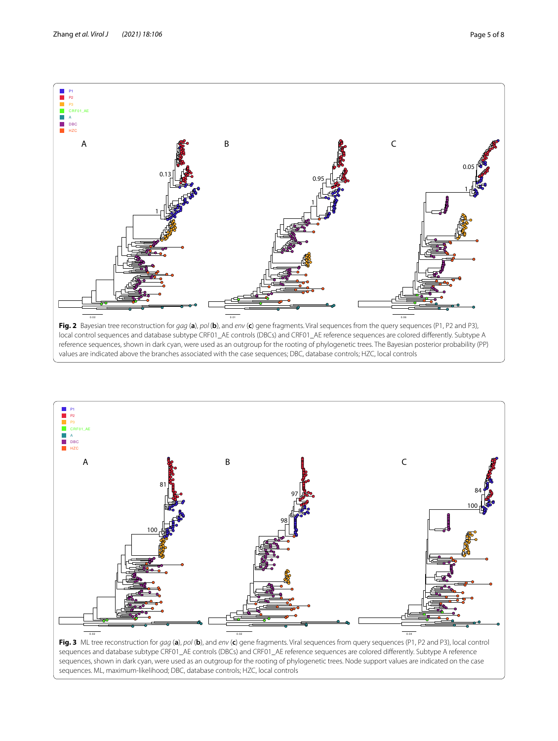**Fig. 2** Bayesian tree reconstruction for *gag* (**a**), *pol* (**b**), and *env* (**c**) gene fragments. Viral sequences from the query sequences (P1, P2 and P3), local control sequences and database subtype CRF01_AE controls (DBCs) and CRF01_AE reference sequences are colored differently. Subtype A reference sequences, shown in dark cyan, were used as an outgroup for the rooting of phylogenetic trees. The Bayesian posterior probability (PP) values are indicated above the branches associated with the case sequences; DBC, database controls; HZC, local controls

**Fig. 3** ML tree reconstruction for *gag* (**a**), *pol* (**b**), and *env* (**c**) gene fragments. Viral sequences from query sequences (P1, P2 and P3), local control sequences and database subtype CRF01_AE controls (DBCs) and CRF01_AE reference sequences are colored differently. Subtype A reference sequences, shown in dark cyan, were used as an outgroup for the rooting of phylogenetic trees. Node support values are indicated on the case sequences. ML, maximum-likelihood; DBC, database controls; HZC, local controls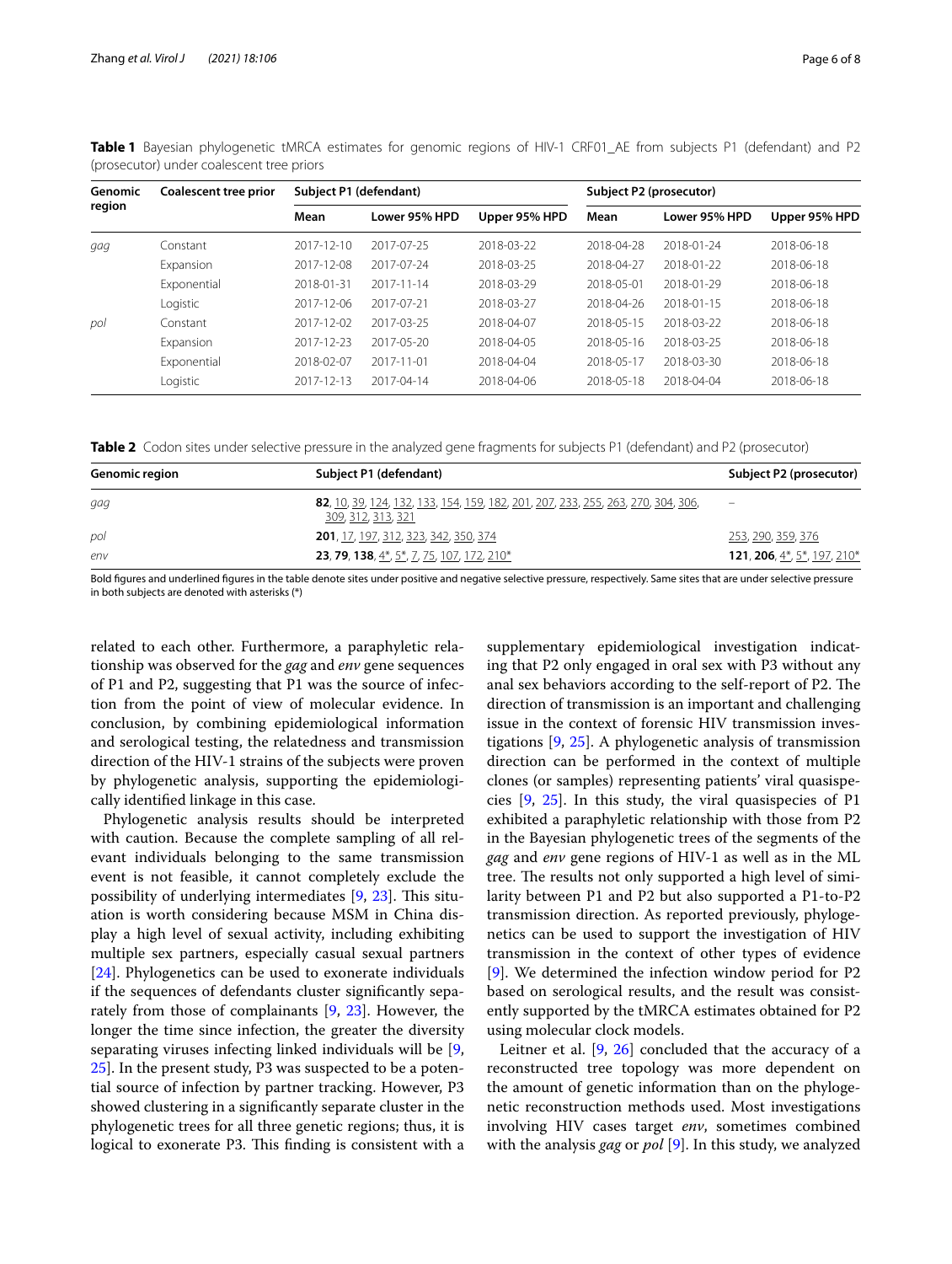**Table 1** Bayesian phylogenetic tMRCA estimates for genomic regions of HIV-1 CRF01_AE from subjects P1 (defendant) and P2 (prosecutor) under coalescent tree priors

| Genomic region | Coalescent tree prior | Subject P1 (defendant) | | | Subject P2 (prosecutor) | | |
|---|---|---|---|---|---|---|---|
| | | Mean | Lower 95% HPD | Upper 95% HPD | Mean | Lower 95% HPD | Upper 95% HPD |
| *gag* | Constant | 2017-12-10 | 2017-07-25 | 2018-03-22 | 2018-04-28 | 2018-01-24 | 2018-06-18 |
| | Expansion | 2017-12-08 | 2017-07-24 | 2018-03-25 | 2018-04-27 | 2018-01-22 | 2018-06-18 |
| | Exponential | 2018-01-31 | 2017-11-14 | 2018-03-29 | 2018-05-01 | 2018-01-29 | 2018-06-18 |
| | Logistic | 2017-12-06 | 2017-07-21 | 2018-03-27 | 2018-04-26 | 2018-01-15 | 2018-06-18 |
| *pol* | Constant | 2017-12-02 | 2017-03-25 | 2018-04-07 | 2018-05-15 | 2018-03-22 | 2018-06-18 |
| | Expansion | 2017-12-23 | 2017-05-20 | 2018-04-05 | 2018-05-16 | 2018-03-25 | 2018-06-18 |
| | Exponential | 2018-02-07 | 2017-11-01 | 2018-04-04 | 2018-05-17 | 2018-03-30 | 2018-06-18 |
| | Logistic | 2017-12-13 | 2017-04-14 | 2018-04-06 | 2018-05-18 | 2018-04-04 | 2018-06-18 |

**Table 2** Codon sites under selective pressure in the analyzed gene fragments for subjects P1 (defendant) and P2 (prosecutor)

| Genomic region | Subject P1 (defendant) | Subject P2 (prosecutor) |
|---|---|---|
| *gag* | **82**, 10, 39, 124, 132, 133, 154, 159, 182, 201, 207, 233, 255, 263, 270, 304, 306, 309, 312, 313, 321 | – |
| *pol* | **201**, 17, 197, 312, 323, 342, 350, 374 | 253, 290, 359, 376 |
| *env* | **23**, **79**, **138**, 4*, 5*, 7, 75, 107, 172, 210* | **121**, **206**, 4*, 5*, 197, 210* |

Bold figures and underlined figures in the table denote sites under positive and negative selective pressure, respectively. Same sites that are under selective pressure in both subjects are denoted with asterisks (*)

related to each other. Furthermore, a paraphyletic relationship was observed for the *gag* and *env* gene sequences of P1 and P2, suggesting that P1 was the source of infection from the point of view of molecular evidence. In conclusion, by combining epidemiological information and serological testing, the relatedness and transmission direction of the HIV-1 strains of the subjects were proven by phylogenetic analysis, supporting the epidemiologically identified linkage in this case.

Phylogenetic analysis results should be interpreted with caution. Because the complete sampling of all relevant individuals belonging to the same transmission event is not feasible, it cannot completely exclude the possibility of underlying intermediates [9, 23]. This situation is worth considering because MSM in China display a high level of sexual activity, including exhibiting multiple sex partners, especially casual sexual partners [24]. Phylogenetics can be used to exonerate individuals if the sequences of defendants cluster significantly separately from those of complainants [9, 23]. However, the longer the time since infection, the greater the diversity separating viruses infecting linked individuals will be [9, 25]. In the present study, P3 was suspected to be a potential source of infection by partner tracking. However, P3 showed clustering in a significantly separate cluster in the phylogenetic trees for all three genetic regions; thus, it is logical to exonerate P3. This finding is consistent with a supplementary epidemiological investigation indicating that P2 only engaged in oral sex with P3 without any anal sex behaviors according to the self-report of P2. The direction of transmission is an important and challenging issue in the context of forensic HIV transmission investigations [9, 25]. A phylogenetic analysis of transmission direction can be performed in the context of multiple clones (or samples) representing patients' viral quasispecies [9, 25]. In this study, the viral quasispecies of P1 exhibited a paraphyletic relationship with those from P2 in the Bayesian phylogenetic trees of the segments of the *gag* and *env* gene regions of HIV-1 as well as in the ML tree. The results not only supported a high level of similarity between P1 and P2 but also supported a P1-to-P2 transmission direction. As reported previously, phylogenetics can be used to support the investigation of HIV transmission in the context of other types of evidence [9]. We determined the infection window period for P2 based on serological results, and the result was consistently supported by the tMRCA estimates obtained for P2 using molecular clock models.

Leitner et al. [9, 26] concluded that the accuracy of a reconstructed tree topology was more dependent on the amount of genetic information than on the phylogenetic reconstruction methods used. Most investigations involving HIV cases target *env*, sometimes combined with the analysis *gag* or *pol* [9]. In this study, we analyzed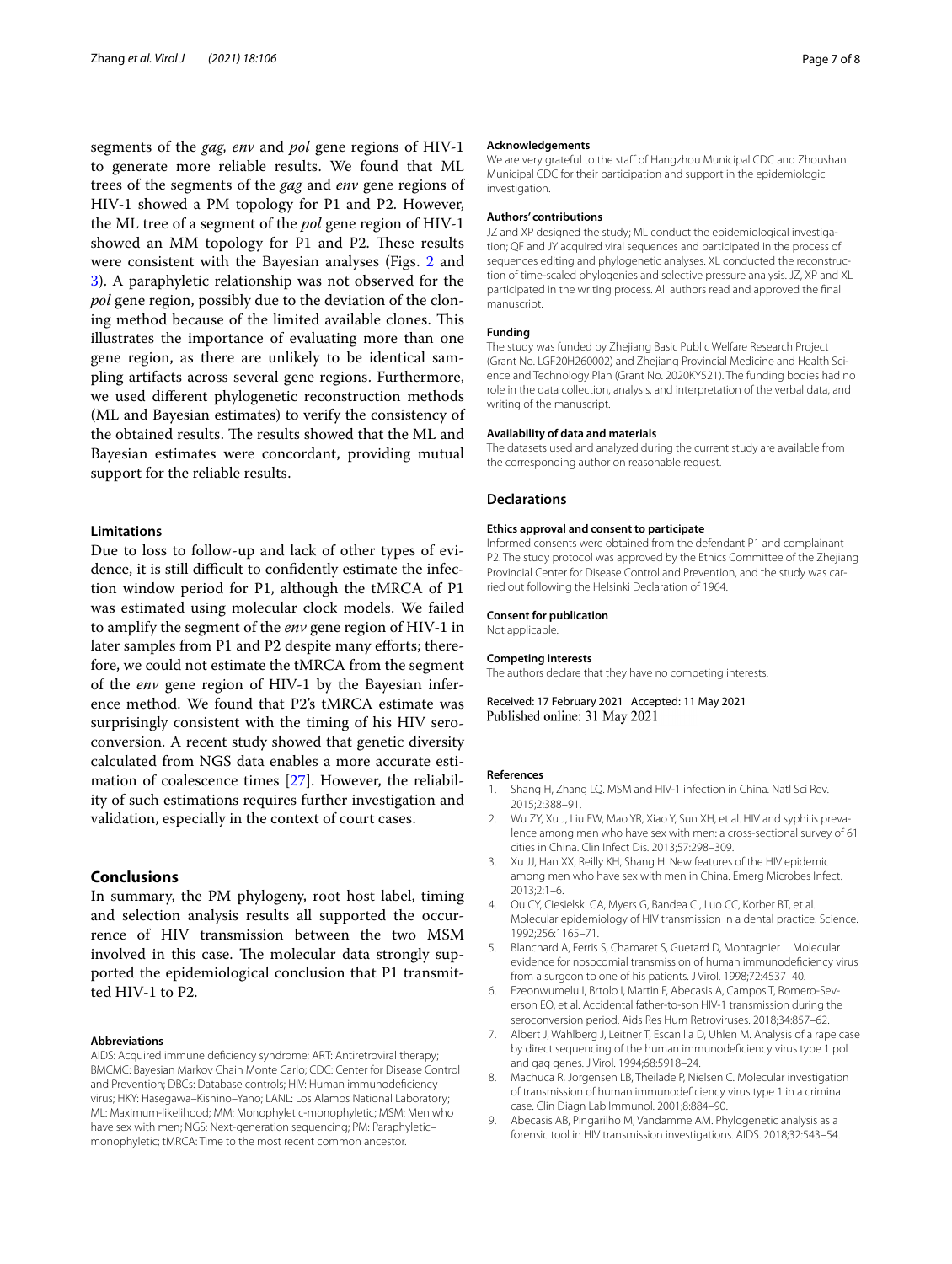segments of the *gag, env* and *pol* gene regions of HIV-1 to generate more reliable results. We found that ML trees of the segments of the *gag* and *env* gene regions of HIV-1 showed a PM topology for P1 and P2. However, the ML tree of a segment of the *pol* gene region of HIV-1 showed an MM topology for P1 and P2. These results were consistent with the Bayesian analyses (Figs. 2 and 3). A paraphyletic relationship was not observed for the *pol* gene region, possibly due to the deviation of the cloning method because of the limited available clones. This illustrates the importance of evaluating more than one gene region, as there are unlikely to be identical sampling artifacts across several gene regions. Furthermore, we used different phylogenetic reconstruction methods (ML and Bayesian estimates) to verify the consistency of the obtained results. The results showed that the ML and Bayesian estimates were concordant, providing mutual support for the reliable results.

### Limitations

Due to loss to follow-up and lack of other types of evidence, it is still difficult to confidently estimate the infection window period for P1, although the tMRCA of P1 was estimated using molecular clock models. We failed to amplify the segment of the *env* gene region of HIV-1 in later samples from P1 and P2 despite many efforts; therefore, we could not estimate the tMRCA from the segment of the *env* gene region of HIV-1 by the Bayesian inference method. We found that P2's tMRCA estimate was surprisingly consistent with the timing of his HIV seroconversion. A recent study showed that genetic diversity calculated from NGS data enables a more accurate estimation of coalescence times [27]. However, the reliability of such estimations requires further investigation and validation, especially in the context of court cases.

## Conclusions

In summary, the PM phylogeny, root host label, timing and selection analysis results all supported the occurrence of HIV transmission between the two MSM involved in this case. The molecular data strongly supported the epidemiological conclusion that P1 transmitted HIV-1 to P2.

#### Abbreviations

AIDS: Acquired immune deficiency syndrome; ART: Antiretroviral therapy; BMCMC: Bayesian Markov Chain Monte Carlo; CDC: Center for Disease Control and Prevention; DBCs: Database controls; HIV: Human immunodeficiency virus; HKY: Hasegawa–Kishino–Yano; LANL: Los Alamos National Laboratory; ML: Maximum-likelihood; MM: Monophyletic-monophyletic; MSM: Men who have sex with men; NGS: Next-generation sequencing; PM: Paraphyletic–monophyletic; tMRCA: Time to the most recent common ancestor.

#### Acknowledgements

We are very grateful to the staff of Hangzhou Municipal CDC and Zhoushan Municipal CDC for their participation and support in the epidemiologic investigation.

#### Authors' contributions

JZ and XP designed the study; ML conduct the epidemiological investigation; QF and JY acquired viral sequences and participated in the process of sequences editing and phylogenetic analyses. XL conducted the reconstruction of time-scaled phylogenies and selective pressure analysis. JZ, XP and XL participated in the writing process. All authors read and approved the final manuscript.

#### Funding

The study was funded by Zhejiang Basic Public Welfare Research Project (Grant No. LGF20H260002) and Zhejiang Provincial Medicine and Health Science and Technology Plan (Grant No. 2020KY521). The funding bodies had no role in the data collection, analysis, and interpretation of the verbal data, and writing of the manuscript.

#### Availability of data and materials

The datasets used and analyzed during the current study are available from the corresponding author on reasonable request.

## Declarations

#### Ethics approval and consent to participate

Informed consents were obtained from the defendant P1 and complainant P2. The study protocol was approved by the Ethics Committee of the Zhejiang Provincial Center for Disease Control and Prevention, and the study was carried out following the Helsinki Declaration of 1964.

#### Consent for publication

Not applicable.

#### Competing interests

The authors declare that they have no competing interests.

Received: 17 February 2021 Accepted: 11 May 2021
Published online: 31 May 2021

#### References

1. Shang H, Zhang LQ. MSM and HIV-1 infection in China. Natl Sci Rev. 2015;2:388–91.
2. Wu ZY, Xu J, Liu EW, Mao YR, Xiao Y, Sun XH, et al. HIV and syphilis prevalence among men who have sex with men: a cross-sectional survey of 61 cities in China. Clin Infect Dis. 2013;57:298–309.
3. Xu JJ, Han XX, Reilly KH, Shang H. New features of the HIV epidemic among men who have sex with men in China. Emerg Microbes Infect. 2013;2:1–6.
4. Ou CY, Ciesielski CA, Myers G, Bandea CI, Luo CC, Korber BT, et al. Molecular epidemiology of HIV transmission in a dental practice. Science. 1992;256:1165–71.
5. Blanchard A, Ferris S, Chamaret S, Guetard D, Montagnier L. Molecular evidence for nosocomial transmission of human immunodeficiency virus from a surgeon to one of his patients. J Virol. 1998;72:4537–40.
6. Ezeonwumelu I, Brtolo I, Martin F, Abecasis A, Campos T, Romero-Severson EO, et al. Accidental father-to-son HIV-1 transmission during the seroconversion period. Aids Res Hum Retroviruses. 2018;34:857–62.
7. Albert J, Wahlberg J, Leitner T, Escanilla D, Uhlen M. Analysis of a rape case by direct sequencing of the human immunodeficiency virus type 1 pol and gag genes. J Virol. 1994;68:5918–24.
8. Machuca R, Jorgensen LB, Theilade P, Nielsen C. Molecular investigation of transmission of human immunodeficiency virus type 1 in a criminal case. Clin Diagn Lab Immunol. 2001;8:884–90.
9. Abecasis AB, Pingarilho M, Vandamme AM. Phylogenetic analysis as a forensic tool in HIV transmission investigations. AIDS. 2018;32:543–54.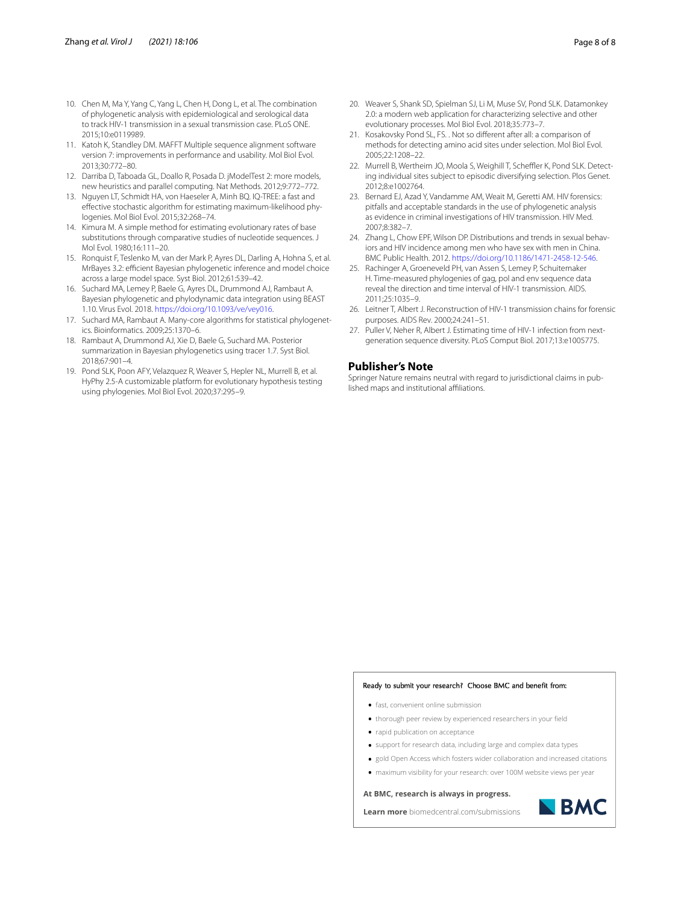10. Chen M, Ma Y, Yang C, Yang L, Chen H, Dong L, et al. The combination of phylogenetic analysis with epidemiological and serological data to track HIV-1 transmission in a sexual transmission case. PLoS ONE. 2015;10:e0119989.
11. Katoh K, Standley DM. MAFFT Multiple sequence alignment software version 7: improvements in performance and usability. Mol Biol Evol. 2013;30:772–80.
12. Darriba D, Taboada GL, Doallo R, Posada D. jModelTest 2: more models, new heuristics and parallel computing. Nat Methods. 2012;9:772–772.
13. Nguyen LT, Schmidt HA, von Haeseler A, Minh BQ. IQ-TREE: a fast and effective stochastic algorithm for estimating maximum-likelihood phylogenies. Mol Biol Evol. 2015;32:268–74.
14. Kimura M. A simple method for estimating evolutionary rates of base substitutions through comparative studies of nucleotide sequences. J Mol Evol. 1980;16:111–20.
15. Ronquist F, Teslenko M, van der Mark P, Ayres DL, Darling A, Hohna S, et al. MrBayes 3.2: efficient Bayesian phylogenetic inference and model choice across a large model space. Syst Biol. 2012;61:539–42.
16. Suchard MA, Lemey P, Baele G, Ayres DL, Drummond AJ, Rambaut A. Bayesian phylogenetic and phylodynamic data integration using BEAST 1.10. Virus Evol. 2018. https://doi.org/10.1093/ve/vey016.
17. Suchard MA, Rambaut A. Many-core algorithms for statistical phylogenetics. Bioinformatics. 2009;25:1370–6.
18. Rambaut A, Drummond AJ, Xie D, Baele G, Suchard MA. Posterior summarization in Bayesian phylogenetics using tracer 1.7. Syst Biol. 2018;67:901–4.
19. Pond SLK, Poon AFY, Velazquez R, Weaver S, Hepler NL, Murrell B, et al. HyPhy 2.5-A customizable platform for evolutionary hypothesis testing using phylogenies. Mol Biol Evol. 2020;37:295–9.
20. Weaver S, Shank SD, Spielman SJ, Li M, Muse SV, Pond SLK. Datamonkey 2.0: a modern web application for characterizing selective and other evolutionary processes. Mol Biol Evol. 2018;35:773–7.
21. Kosakovsky Pond SL, FS. . Not so different after all: a comparison of methods for detecting amino acid sites under selection. Mol Biol Evol. 2005;22:1208–22.
22. Murrell B, Wertheim JO, Moola S, Weighill T, Scheffler K, Pond SLK. Detecting individual sites subject to episodic diversifying selection. Plos Genet. 2012;8:e1002764.
23. Bernard EJ, Azad Y, Vandamme AM, Weait M, Geretti AM. HIV forensics: pitfalls and acceptable standards in the use of phylogenetic analysis as evidence in criminal investigations of HIV transmission. HIV Med. 2007;8:382–7.
24. Zhang L, Chow EPF, Wilson DP. Distributions and trends in sexual behaviors and HIV incidence among men who have sex with men in China. BMC Public Health. 2012. https://doi.org/10.1186/1471-2458-12-546.
25. Rachinger A, Groeneveld PH, van Assen S, Lemey P, Schuitemaker H. Time-measured phylogenies of gag, pol and env sequence data reveal the direction and time interval of HIV-1 transmission. AIDS. 2011;25:1035–9.
26. Leitner T, Albert J. Reconstruction of HIV-1 transmission chains for forensic purposes. AIDS Rev. 2000;24:241–51.
27. Puller V, Neher R, Albert J. Estimating time of HIV-1 infection from next-generation sequence diversity. PLoS Comput Biol. 2017;13:e1005775.

## Publisher's Note

Springer Nature remains neutral with regard to jurisdictional claims in published maps and institutional affiliations.

Ready to submit your research? Choose BMC and benefit from:

- fast, convenient online submission
- thorough peer review by experienced researchers in your field
- rapid publication on acceptance
- support for research data, including large and complex data types
- gold Open Access which fosters wider collaboration and increased citations
- maximum visibility for your research: over 100M website views per year

**At BMC, research is always in progress.**

**Learn more** biomedcentral.com/submissions

BMC